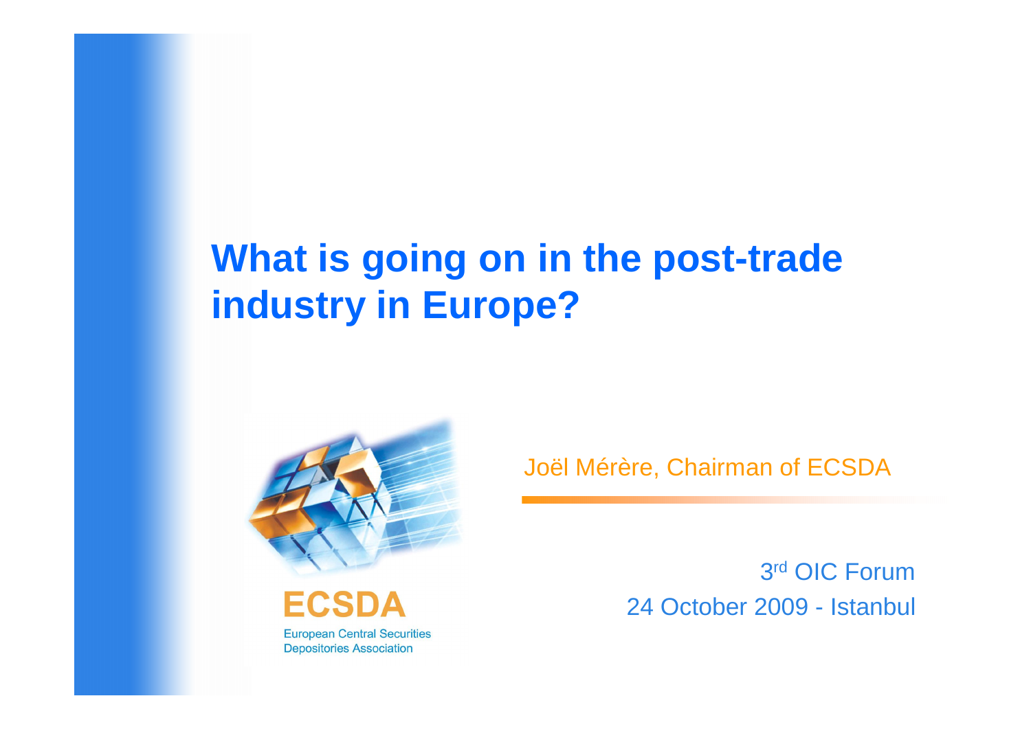# What is going on in the post-trade industry in Europe?

ECSDA

European Central Securities Depositories Association

Joël Mérère, Chairman of ECSDA

3rd OIC Forum

24 October 2009 - Istanbul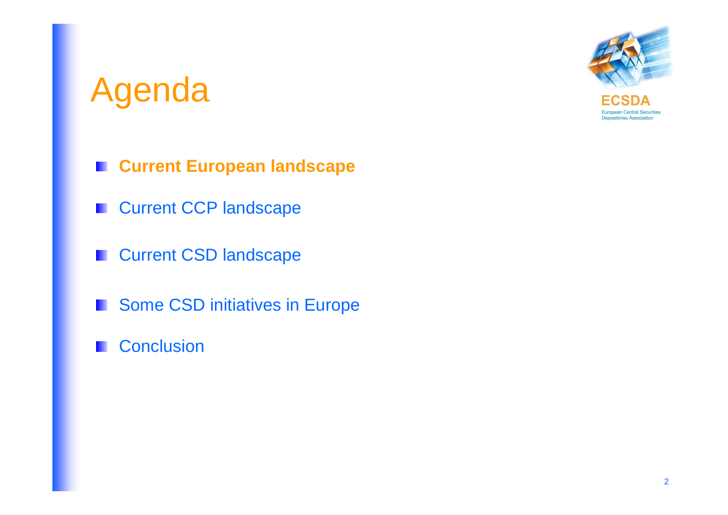# Agenda

- **Current European landscape**
- Current CCP landscape
- Current CSD landscape
- Some CSD initiatives in Europe
- Conclusion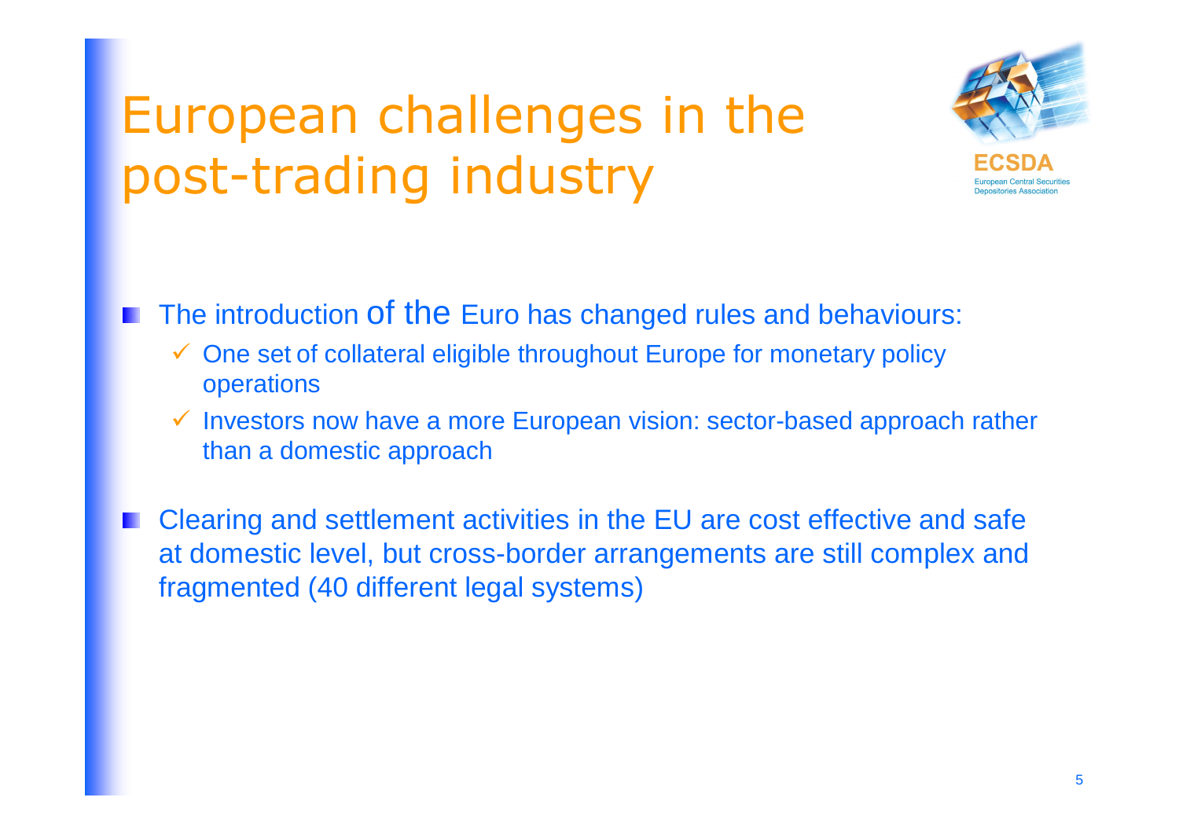# European challenges in the post-trading industry

ECSDA
European Central Securities Depositories Association

- The introduction of the Euro has changed rules and behaviours:
  - ✓ One set of collateral eligible throughout Europe for monetary policy operations
  - ✓ Investors now have a more European vision: sector-based approach rather than a domestic approach
- Clearing and settlement activities in the EU are cost effective and safe at domestic level, but cross-border arrangements are still complex and fragmented (40 different legal systems)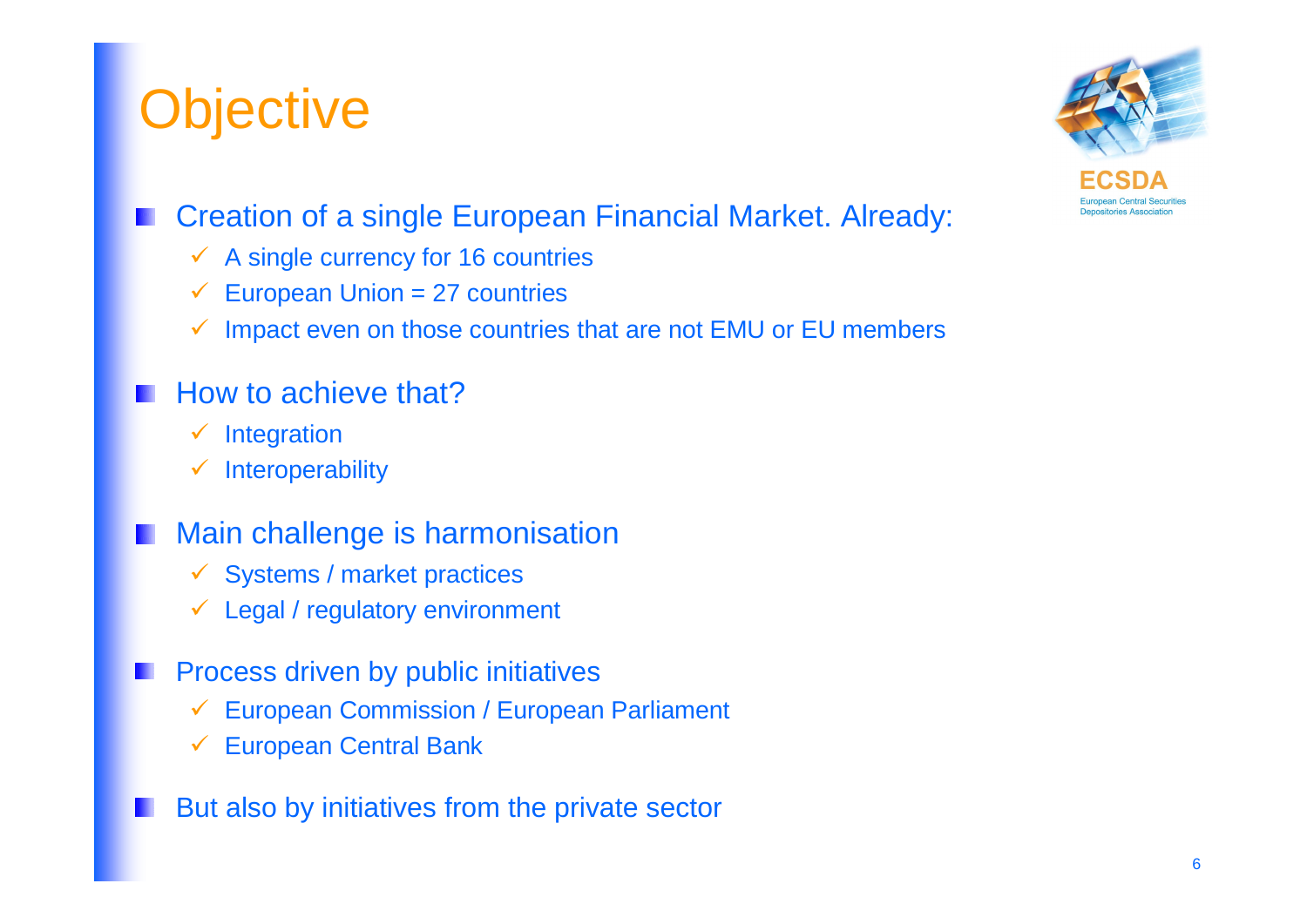# Objective

ECSDA
European Central Securities Depositories Association

- Creation of a single European Financial Market. Already:
  - ✓ A single currency for 16 countries
  - ✓ European Union = 27 countries
  - ✓ Impact even on those countries that are not EMU or EU members
- How to achieve that?
  - ✓ Integration
  - ✓ Interoperability
- Main challenge is harmonisation
  - ✓ Systems / market practices
  - ✓ Legal / regulatory environment
- Process driven by public initiatives
  - ✓ European Commission / European Parliament
  - ✓ European Central Bank
- But also by initiatives from the private sector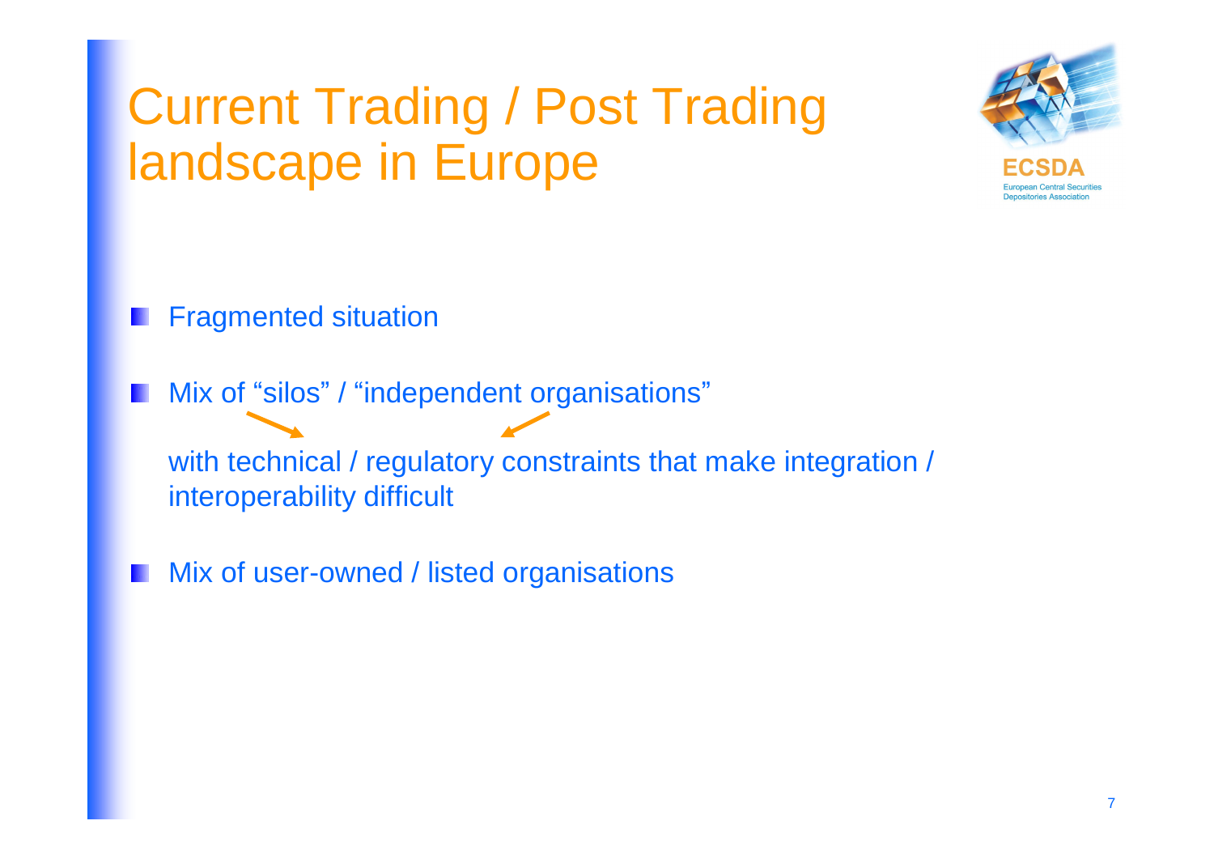# Current Trading / Post Trading landscape in Europe

- Fragmented situation
- Mix of "silos" / "independent organisations"

  with technical / regulatory constraints that make integration / interoperability difficult

- Mix of user-owned / listed organisations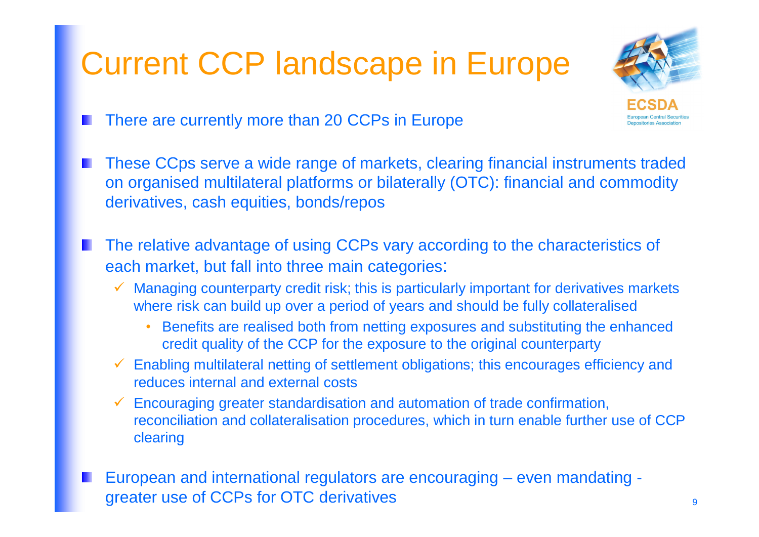# Current CCP landscape in Europe

- There are currently more than 20 CCPs in Europe

- These CCps serve a wide range of markets, clearing financial instruments traded on organised multilateral platforms or bilaterally (OTC): financial and commodity derivatives, cash equities, bonds/repos

- The relative advantage of using CCPs vary according to the characteristics of each market, but fall into three main categories:
  - ✓ Managing counterparty credit risk; this is particularly important for derivatives markets where risk can build up over a period of years and should be fully collateralised
    - Benefits are realised both from netting exposures and substituting the enhanced credit quality of the CCP for the exposure to the original counterparty
  - ✓ Enabling multilateral netting of settlement obligations; this encourages efficiency and reduces internal and external costs
  - ✓ Encouraging greater standardisation and automation of trade confirmation, reconciliation and collateralisation procedures, which in turn enable further use of CCP clearing

- European and international regulators are encouraging – even mandating - greater use of CCPs for OTC derivatives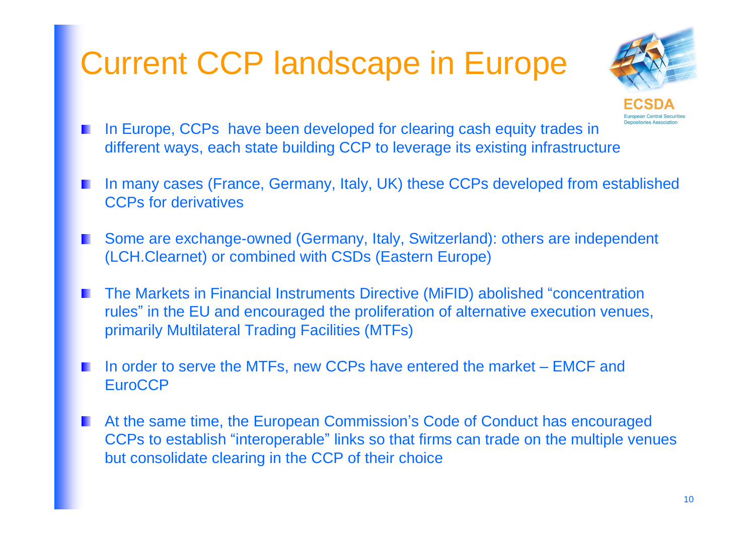# Current CCP landscape in Europe

ECSDA

European Central Securities Depositories Association

- In Europe, CCPs have been developed for clearing cash equity trades in different ways, each state building CCP to leverage its existing infrastructure
- In many cases (France, Germany, Italy, UK) these CCPs developed from established CCPs for derivatives
- Some are exchange-owned (Germany, Italy, Switzerland): others are independent (LCH.Clearnet) or combined with CSDs (Eastern Europe)
- The Markets in Financial Instruments Directive (MiFID) abolished “concentration rules” in the EU and encouraged the proliferation of alternative execution venues, primarily Multilateral Trading Facilities (MTFs)
- In order to serve the MTFs, new CCPs have entered the market – EMCF and EuroCCP
- At the same time, the European Commission’s Code of Conduct has encouraged CCPs to establish “interoperable” links so that firms can trade on the multiple venues but consolidate clearing in the CCP of their choice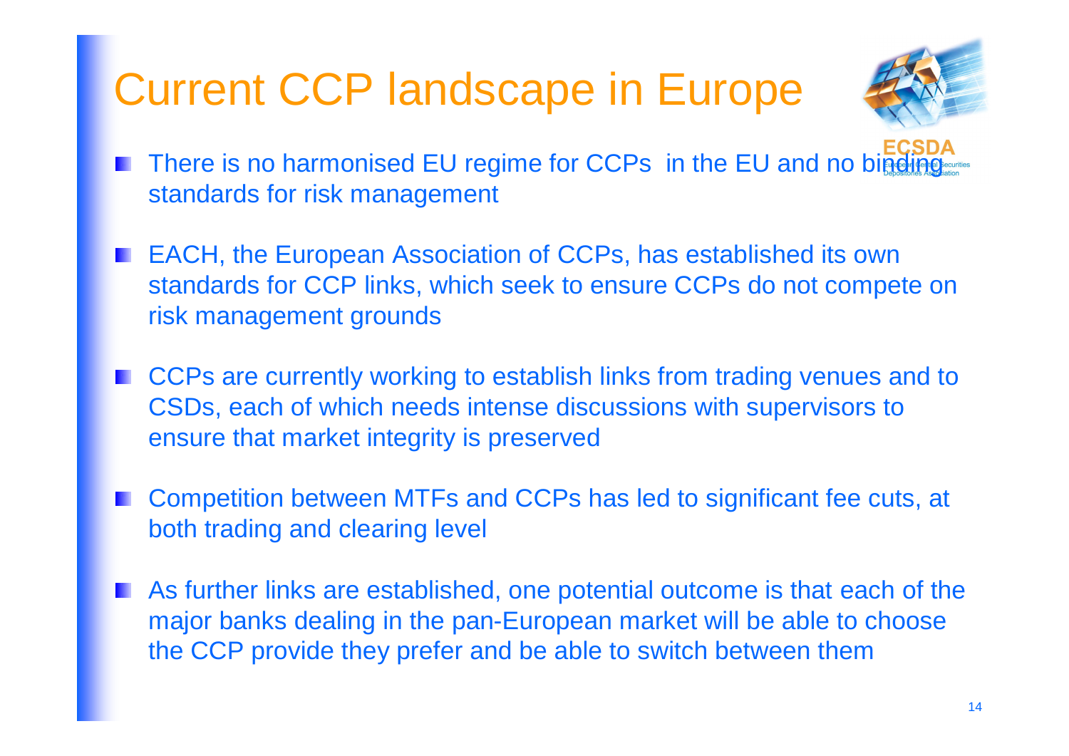# Current CCP landscape in Europe

- There is no harmonised EU regime for CCPs in the EU and no binding standards for risk management
- EACH, the European Association of CCPs, has established its own standards for CCP links, which seek to ensure CCPs do not compete on risk management grounds
- CCPs are currently working to establish links from trading venues and to CSDs, each of which needs intense discussions with supervisors to ensure that market integrity is preserved
- Competition between MTFs and CCPs has led to significant fee cuts, at both trading and clearing level
- As further links are established, one potential outcome is that each of the major banks dealing in the pan-European market will be able to choose the CCP provide they prefer and be able to switch between them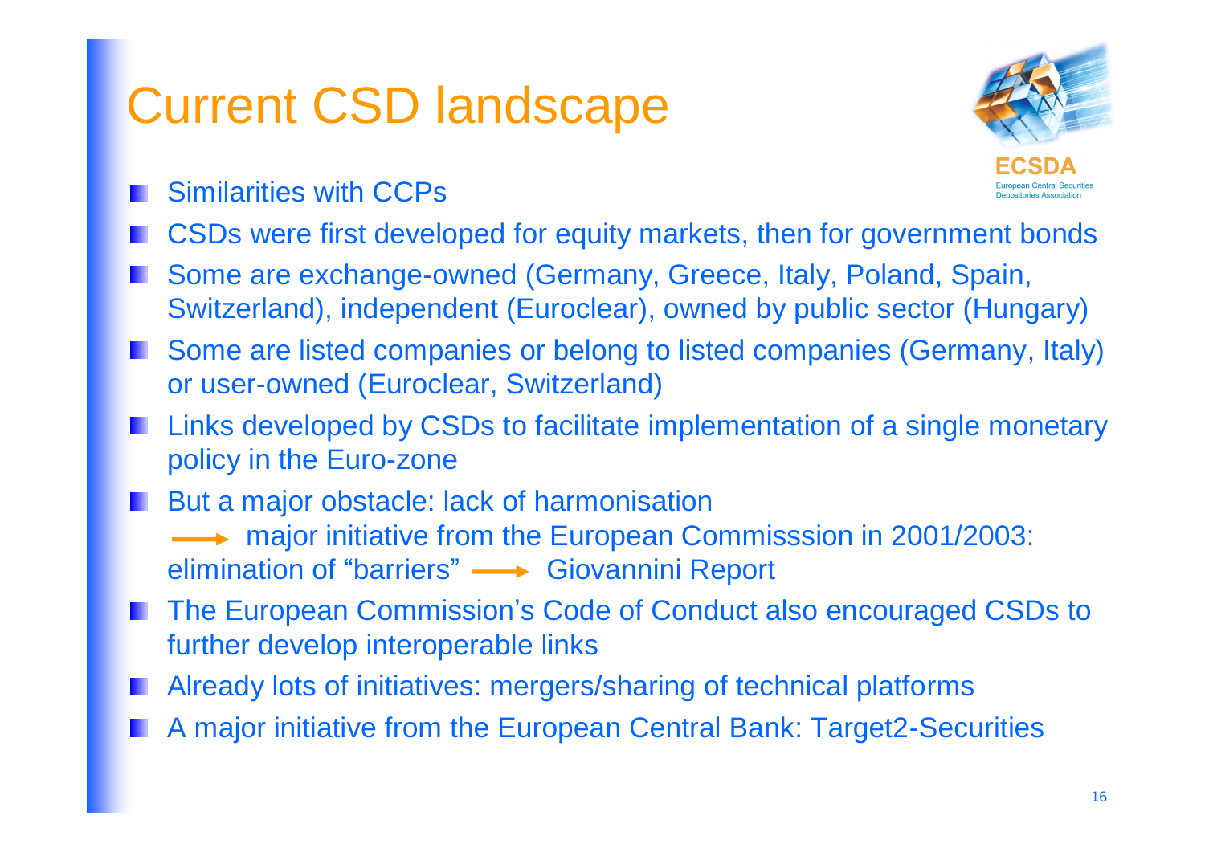# Current CSD landscape

ECSDA
European Central Securities Depositories Association

- Similarities with CCPs
- CSDs were first developed for equity markets, then for government bonds
- Some are exchange-owned (Germany, Greece, Italy, Poland, Spain, Switzerland), independent (Euroclear), owned by public sector (Hungary)
- Some are listed companies or belong to listed companies (Germany, Italy) or user-owned (Euroclear, Switzerland)
- Links developed by CSDs to facilitate implementation of a single monetary policy in the Euro-zone
- But a major obstacle: lack of harmonisation
  → major initiative from the European Commisssion in 2001/2003: elimination of "barriers" → Giovannini Report
- The European Commission's Code of Conduct also encouraged CSDs to further develop interoperable links
- Already lots of initiatives: mergers/sharing of technical platforms
- A major initiative from the European Central Bank: Target2-Securities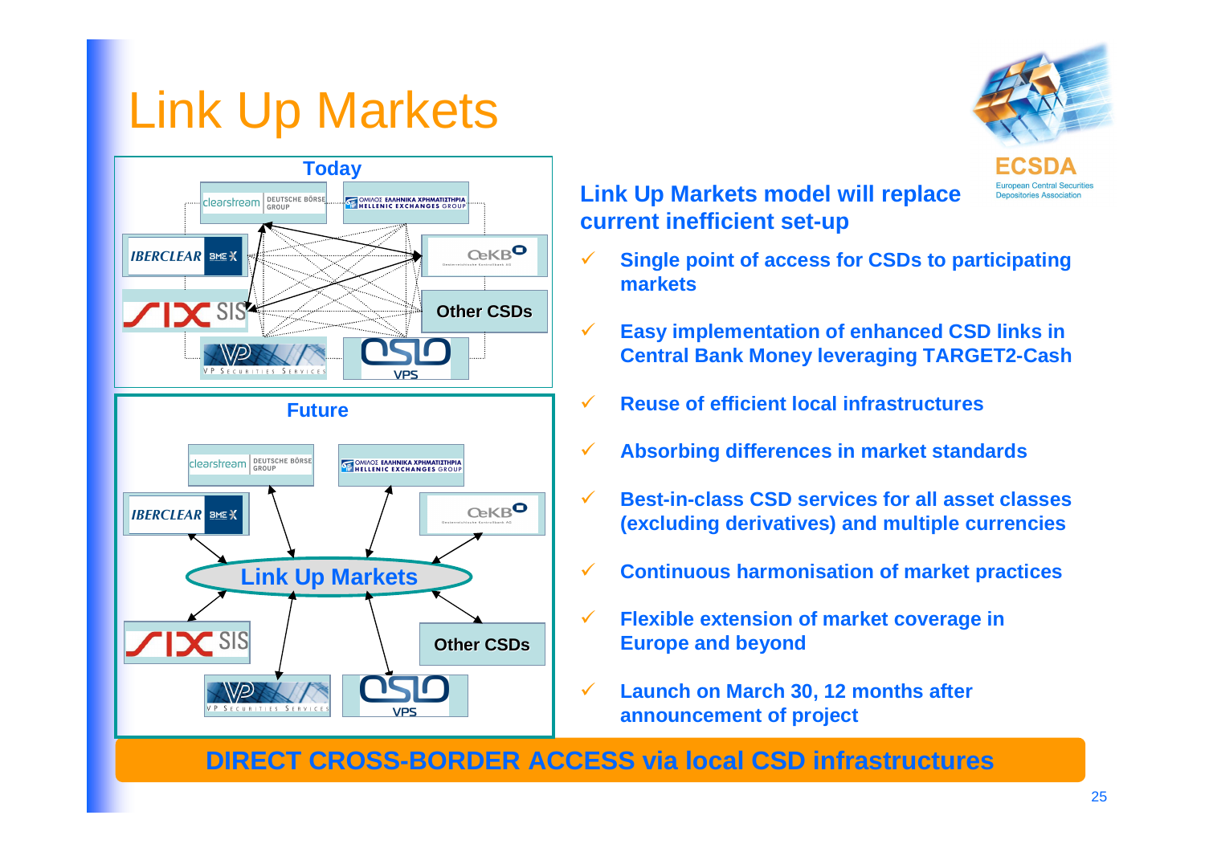# Link Up Markets

ECSDA

European Central Securities Depositories Association

**Today**

clearstream DEUTSCHE BÖRSE GROUP

ΟΜΙΛΟΣ ΕΛΛΗΝΙΚΑ ΧΡΗΜΑΤΙΣΤΗΡΙΑ HELLENIC EXCHANGES GROUP

IBERCLEAR BME X

OeKB

SIX SIS

Other CSDs

VP SECURITIES SERVICES

OSLO VPS

**Future**

clearstream DEUTSCHE BÖRSE GROUP

ΟΜΙΛΟΣ ΕΛΛΗΝΙΚΑ ΧΡΗΜΑΤΙΣΤΗΡΙΑ HELLENIC EXCHANGES GROUP

IBERCLEAR BME X

OeKB

Link Up Markets

SIX SIS

Other CSDs

VP SECURITIES SERVICES

OSLO VPS

**Link Up Markets model will replace current inefficient set-up**

- ✓ **Single point of access for CSDs to participating markets**
- ✓ **Easy implementation of enhanced CSD links in Central Bank Money leveraging TARGET2-Cash**
- ✓ **Reuse of efficient local infrastructures**
- ✓ **Absorbing differences in market standards**
- ✓ **Best-in-class CSD services for all asset classes (excluding derivatives) and multiple currencies**
- ✓ **Continuous harmonisation of market practices**
- ✓ **Flexible extension of market coverage in Europe and beyond**
- ✓ **Launch on March 30, 12 months after announcement of project**

**DIRECT CROSS-BORDER ACCESS via local CSD infrastructures**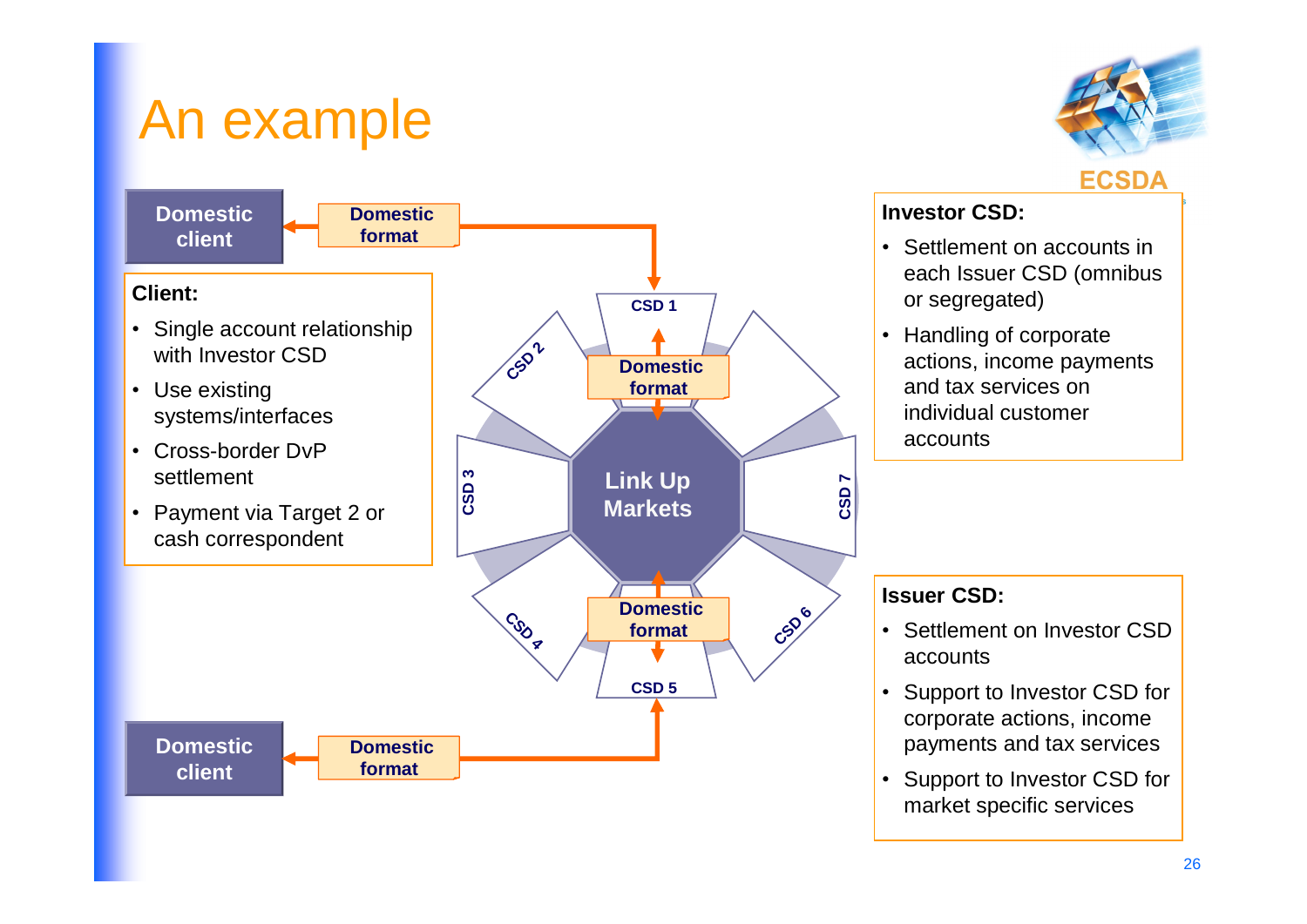# An example

Domestic client

Domestic format

**Client:**

- Single account relationship with Investor CSD
- Use existing systems/interfaces
- Cross-border DvP settlement
- Payment via Target 2 or cash correspondent

CSD 1

CSD 2

CSD 3

CSD 4

CSD 5

CSD 6

CSD 7

Domestic format

Link Up Markets

Domestic format

Domestic client

Domestic format

**Investor CSD:**

- Settlement on accounts in each Issuer CSD (omnibus or segregated)
- Handling of corporate actions, income payments and tax services on individual customer accounts

**Issuer CSD:**

- Settlement on Investor CSD accounts
- Support to Investor CSD for corporate actions, income payments and tax services
- Support to Investor CSD for market specific services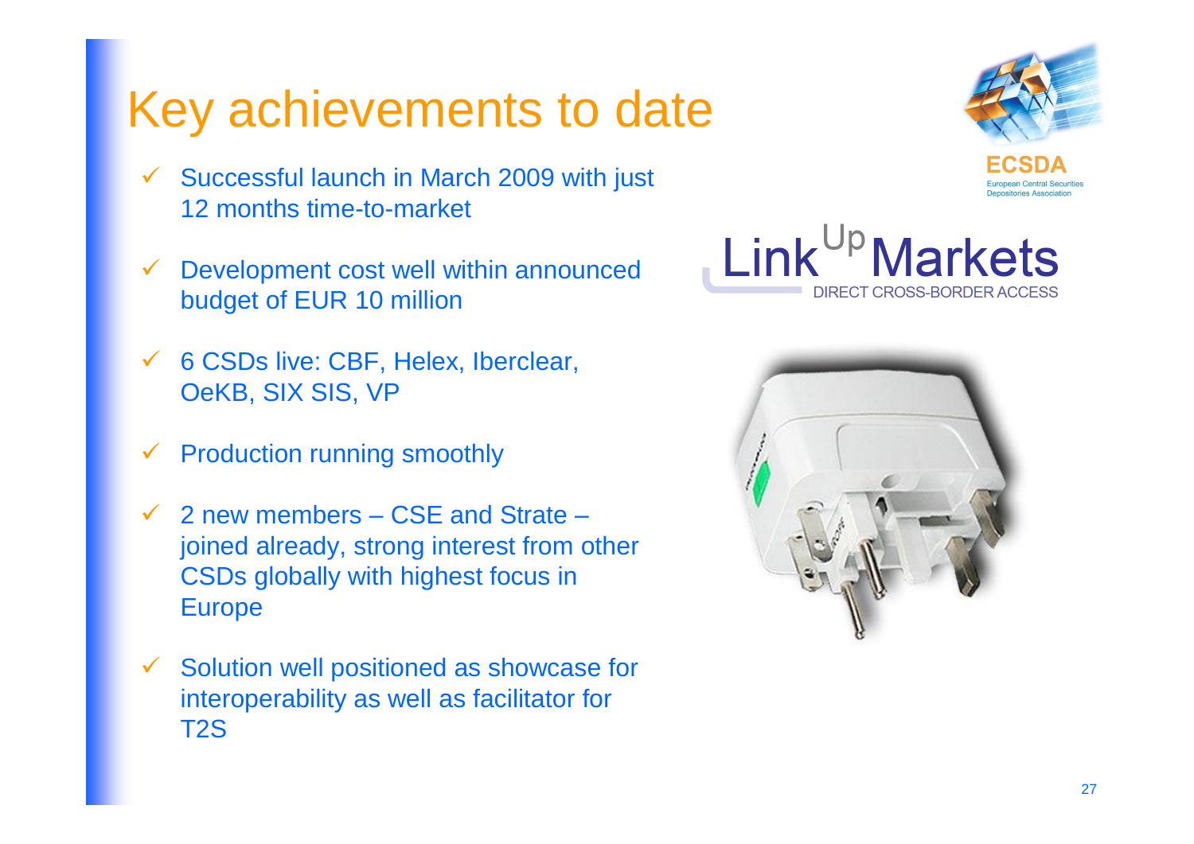# Key achievements to date

- Successful launch in March 2009 with just 12 months time-to-market
- Development cost well within announced budget of EUR 10 million
- 6 CSDs live: CBF, Helex, Iberclear, OeKB, SIX SIS, VP
- Production running smoothly
- 2 new members – CSE and Strate – joined already, strong interest from other CSDs globally with highest focus in Europe
- Solution well positioned as showcase for interoperability as well as facilitator for T2S

ECSDA
European Central Securities Depositories Association

Link Up Markets
DIRECT CROSS-BORDER ACCESS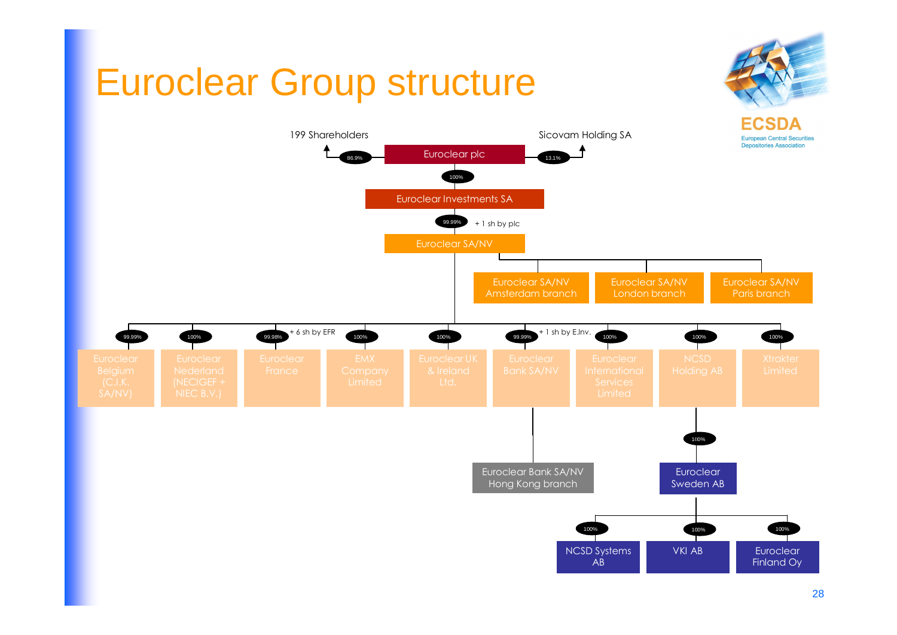# Euroclear Group structure

ECSDA
European Central Securities Depositories Association

199 Shareholders

Sicovam Holding SA

86.9%

13.1%

Euroclear plc

100%

Euroclear Investments SA

99.99%

+ 1 sh by plc

Euroclear SA/NV

Euroclear SA/NV Amsterdam branch

Euroclear SA/NV London branch

Euroclear SA/NV Paris branch

99.99%

Euroclear Belgium (C.I.K. SA/NV)

100%

Euroclear Nederland (NECIGEF + NIEC B.V.)

99.98%

+ 6 sh by EFR

Euroclear France

100%

EMX Company Limited

100%

Euroclear UK & Ireland Ltd.

99.99%

+ 1 sh by E.Inv.

Euroclear Bank SA/NV

100%

Euroclear International Services Limited

100%

NCSD Holding AB

100%

Xtrakter Limited

Euroclear Bank SA/NV Hong Kong branch

100%

Euroclear Sweden AB

100%

NCSD Systems AB

100%

VKI AB

100%

Euroclear Finland Oy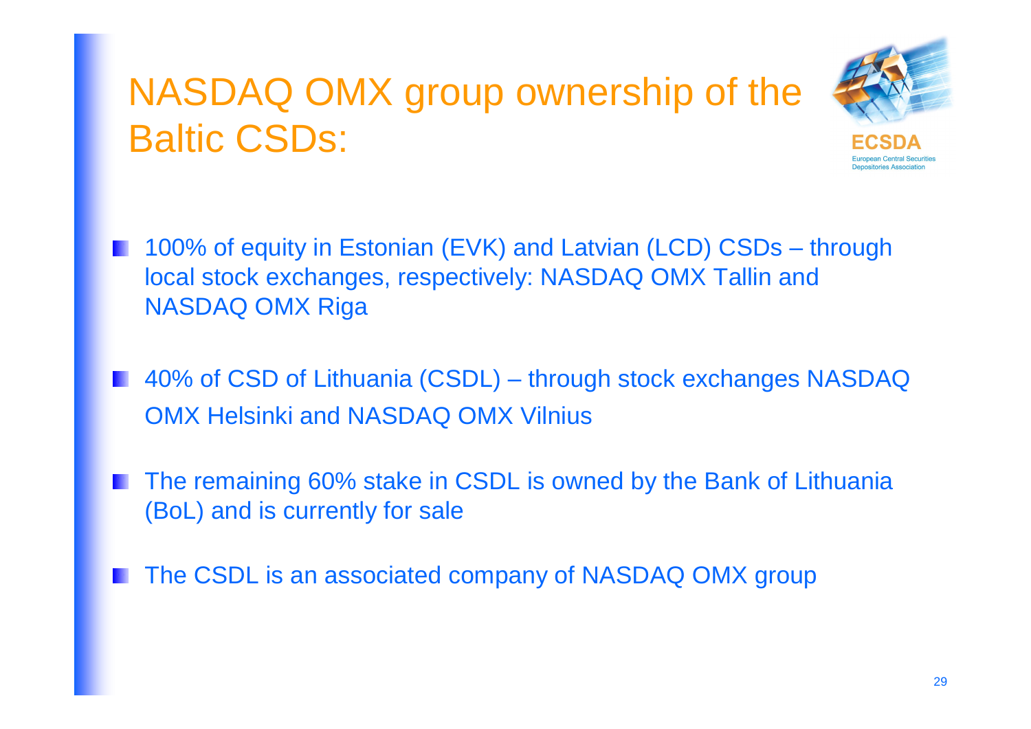# NASDAQ OMX group ownership of the Baltic CSDs:

ECSDA

European Central Securities Depositories Association

- 100% of equity in Estonian (EVK) and Latvian (LCD) CSDs – through local stock exchanges, respectively: NASDAQ OMX Tallin and NASDAQ OMX Riga
- 40% of CSD of Lithuania (CSDL) – through stock exchanges NASDAQ OMX Helsinki and NASDAQ OMX Vilnius
- The remaining 60% stake in CSDL is owned by the Bank of Lithuania (BoL) and is currently for sale
- The CSDL is an associated company of NASDAQ OMX group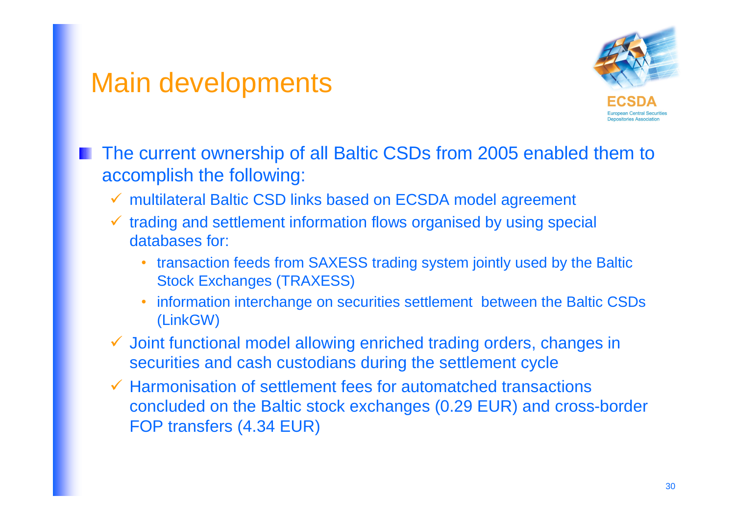# Main developments

- The current ownership of all Baltic CSDs from 2005 enabled them to accomplish the following:
  - ✓ multilateral Baltic CSD links based on ECSDA model agreement
  - ✓ trading and settlement information flows organised by using special databases for:
    - transaction feeds from SAXESS trading system jointly used by the Baltic Stock Exchanges (TRAXESS)
    - information interchange on securities settlement between the Baltic CSDs (LinkGW)
  - ✓ Joint functional model allowing enriched trading orders, changes in securities and cash custodians during the settlement cycle
  - ✓ Harmonisation of settlement fees for automatched transactions concluded on the Baltic stock exchanges (0.29 EUR) and cross-border FOP transfers (4.34 EUR)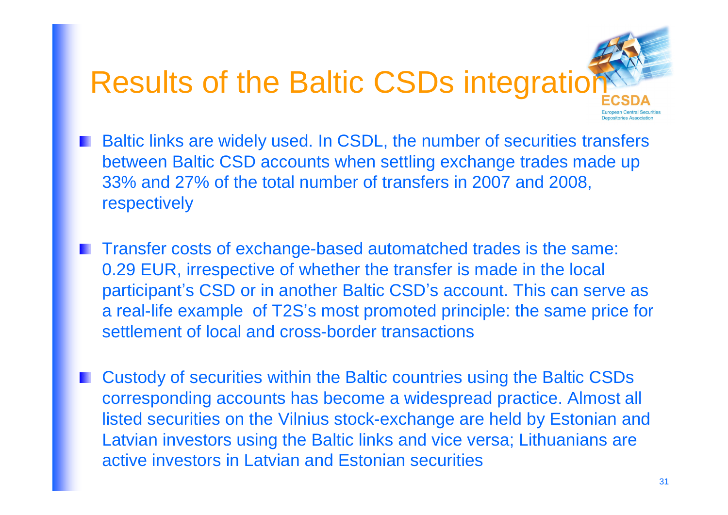# Results of the Baltic CSDs integration

- Baltic links are widely used. In CSDL, the number of securities transfers between Baltic CSD accounts when settling exchange trades made up 33% and 27% of the total number of transfers in 2007 and 2008, respectively
- Transfer costs of exchange-based automatched trades is the same: 0.29 EUR, irrespective of whether the transfer is made in the local participant's CSD or in another Baltic CSD's account. This can serve as a real-life example of T2S's most promoted principle: the same price for settlement of local and cross-border transactions
- Custody of securities within the Baltic countries using the Baltic CSDs corresponding accounts has become a widespread practice. Almost all listed securities on the Vilnius stock-exchange are held by Estonian and Latvian investors using the Baltic links and vice versa; Lithuanians are active investors in Latvian and Estonian securities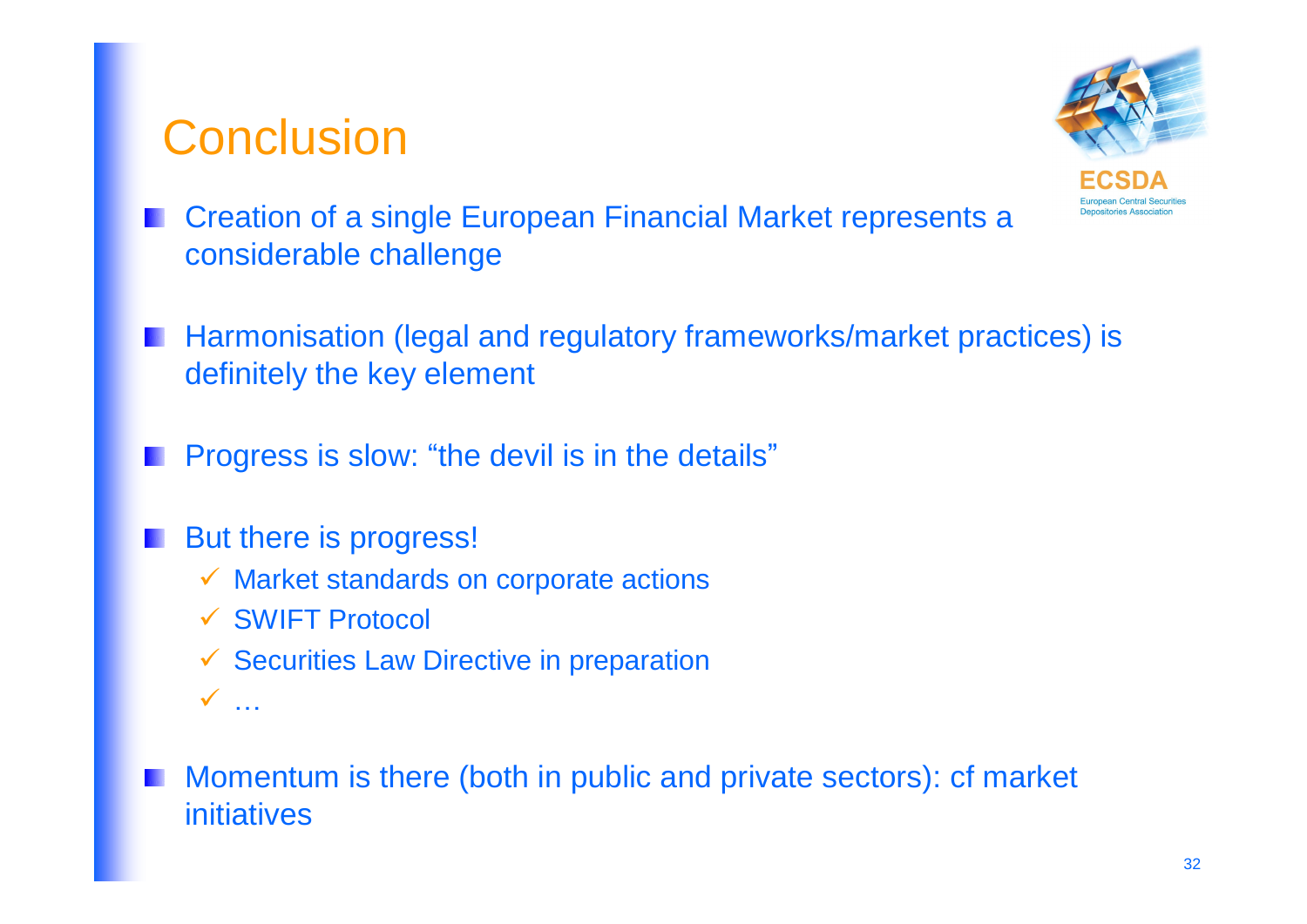# Conclusion

ECSDA
European Central Securities Depositories Association

- Creation of a single European Financial Market represents a considerable challenge
- Harmonisation (legal and regulatory frameworks/market practices) is definitely the key element
- Progress is slow: "the devil is in the details"
- But there is progress!
  - ✓ Market standards on corporate actions
  - ✓ SWIFT Protocol
  - ✓ Securities Law Directive in preparation
  - ✓ …
- Momentum is there (both in public and private sectors): cf market initiatives